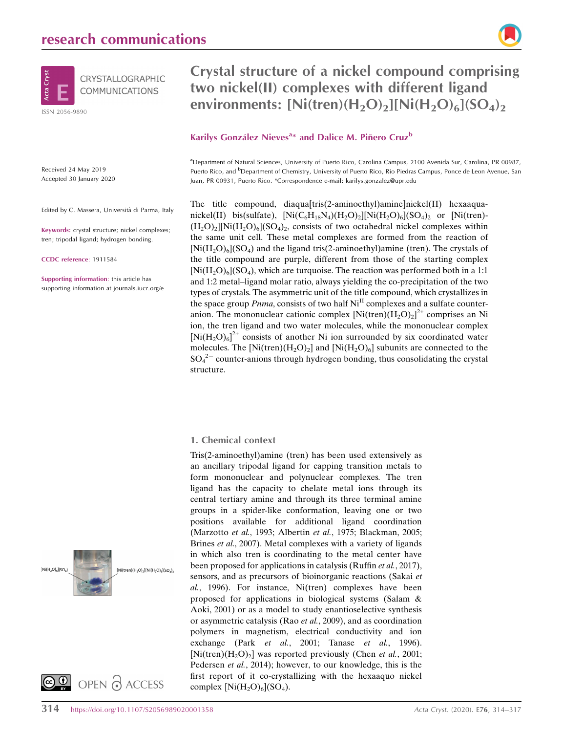# Crystal structure of a nickel compound comprising two nickel(II) complexes with different ligand environments: $[Ni(tren)(H_2O)_2][Ni(H_2O)_6](SO_4)_2$

**Karilys González Nieves[a]* and Dalice M. Piñero Cruz[b]**

[a]Department of Natural Sciences, University of Puerto Rico, Carolina Campus, 2100 Avenida Sur, Carolina, PR 00987, Puerto Rico, and [b]Department of Chemistry, University of Puerto Rico, Rio Piedras Campus, Ponce de Leon Avenue, San Juan, PR 00931, Puerto Rico. *Correspondence e-mail: karilys.gonzalez@upr.edu

Received 24 May 2019
Accepted 30 January 2020

Edited by C. Massera, Università di Parma, Italy

**Keywords:** crystal structure; nickel complexes; tren; tripodal ligand; hydrogen bonding.

**CCDC reference**: 1911584

**Supporting information**: this article has supporting information at journals.iucr.org/e

The title compound, diaqua[tris(2-aminoethyl)amine]nickel(II) hexaaquanickel(II) bis(sulfate), $[Ni(C_6H_{18}N_4)(H_2O)_2][Ni(H_2O)_6](SO_4)_2$ or $[Ni(tren)(H_2O)_2][Ni(H_2O)_6](SO_4)_2$, consists of two octahedral nickel complexes within the same unit cell. These metal complexes are formed from the reaction of $[Ni(H_2O)_6](SO_4)$ and the ligand tris(2-aminoethyl)amine (tren). The crystals of the title compound are purple, different from those of the starting complex $[Ni(H_2O)_6](SO_4)$, which are turquoise. The reaction was performed both in a 1:1 and 1:2 metal–ligand molar ratio, always yielding the co-precipitation of the two types of crystals. The asymmetric unit of the title compound, which crystallizes in the space group *Pnma*, consists of two half $Ni^{II}$ complexes and a sulfate counter-anion. The mononuclear cationic complex $[Ni(tren)(H_2O)_2]^{2+}$ comprises an Ni ion, the tren ligand and two water molecules, while the mononuclear complex $[Ni(H_2O)_6]^{2+}$ consists of another Ni ion surrounded by six coordinated water molecules. The $[Ni(tren)(H_2O)_2]$ and $[Ni(H_2O)_6]$ subunits are connected to the $SO_4^{2-}$ counter-anions through hydrogen bonding, thus consolidating the crystal structure.

$[Ni(H_2O)_6][SO_4]$ $[Ni(tren)(H_2O)_2][Ni(H_2O)_6](SO_4)_2$

## 1. Chemical context

Tris(2-aminoethyl)amine (tren) has been used extensively as an ancillary tripodal ligand for capping transition metals to form mononuclear and polynuclear complexes. The tren ligand has the capacity to chelate metal ions through its central tertiary amine and through its three terminal amine groups in a spider-like conformation, leaving one or two positions available for additional ligand coordination (Marzotto *et al.*, 1993; Albertin *et al.*, 1975; Blackman, 2005; Brines *et al.*, 2007). Metal complexes with a variety of ligands in which also tren is coordinating to the metal center have been proposed for applications in catalysis (Ruffin *et al.*, 2017), sensors, and as precursors of bioinorganic reactions (Sakai *et al.*, 1996). For instance, Ni(tren) complexes have been proposed for applications in biological systems (Salam & Aoki, 2001) or as a model to study enantioselective synthesis or asymmetric catalysis (Rao *et al.*, 2009), and as coordination polymers in magnetism, electrical conductivity and ion exchange (Park *et al.*, 2001; Tanase *et al.*, 1996). $[Ni(tren)(H_2O)_2]$ was reported previously (Chen *et al.*, 2001; Pedersen *et al.*, 2014); however, to our knowledge, this is the first report of it co-crystallizing with the hexaaquo nickel complex $[Ni(H_2O)_6](SO_4)$.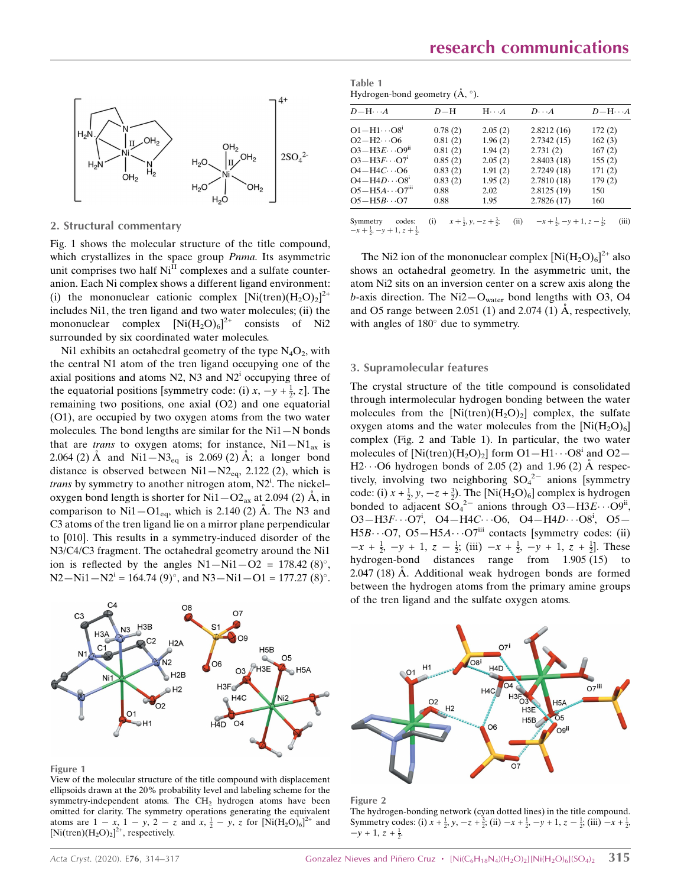## 2. Structural commentary

Fig. 1 shows the molecular structure of the title compound, which crystallizes in the space group *Pnma*. Its asymmetric unit comprises two half $Ni^{II}$ complexes and a sulfate counter-anion. Each Ni complex shows a different ligand environment: (i) the mononuclear cationic complex $[Ni(tren)(H_2O)_2]^{2+}$ includes Ni1, the tren ligand and two water molecules; (ii) the mononuclear complex $[Ni(H_2O)_6]^{2+}$ consists of Ni2 surrounded by six coordinated water molecules.

Ni1 exhibits an octahedral geometry of the type $N_4O_2$, with the central N1 atom of the tren ligand occupying one of the axial positions and atoms N2, N3 and $N2^i$ occupying three of the equatorial positions [symmetry code: (i) $x$, $-y + \frac{1}{2}$, $z$]. The remaining two positions, one axial (O2) and one equatorial (O1), are occupied by two oxygen atoms from the two water molecules. The bond lengths are similar for the Ni1—N bonds that are *trans* to oxygen atoms; for instance, $Ni1—N1_{ax}$ is 2.064 (2) Å and $Ni1—N3_{eq}$ is 2.069 (2) Å; a longer bond distance is observed between $Ni1—N2_{eq}$, 2.122 (2), which is *trans* by symmetry to another nitrogen atom, $N2^i$. The nickel–oxygen bond length is shorter for $Ni1—O2_{ax}$ at 2.094 (2) Å, in comparison to $Ni1—O1_{eq}$, which is 2.140 (2) Å. The N3 and C3 atoms of the tren ligand lie on a mirror plane perpendicular to [010]. This results in a symmetry-induced disorder of the N3/C4/C3 fragment. The octahedral geometry around the Ni1 ion is reflected by the angles N1—Ni1—O2 = 178.42 (8)°, N2—Ni1—$N2^i$ = 164.74 (9)°, and N3—Ni1—O1 = 177.27 (8)°.

Figure 1

View of the molecular structure of the title compound with displacement ellipsoids drawn at the 20% probability level and labeling scheme for the symmetry-independent atoms. The $CH_2$ hydrogen atoms have been omitted for clarity. The symmetry operations generating the equivalent atoms are $1 - x$, $1 - y$, $2 - z$ and $x$, $\frac{1}{2} - y$, $z$ for $[Ni(H_2O)_6]^{2+}$ and $[Ni(tren)(H_2O)_2]^{2+}$, respectively.

Table 1
Hydrogen-bond geometry (Å, °).

| $D$—H···$A$ | $D$—H | H···$A$ | $D$···$A$ | $D$—H···$A$ |
|---|---|---|---|---|
| O1—H1···$O8^i$ | 0.78 (2) | 2.05 (2) | 2.8212 (16) | 172 (2) |
| O2—H2···O6 | 0.81 (2) | 1.96 (2) | 2.7342 (15) | 162 (3) |
| O3—H3E···$O9^{ii}$ | 0.81 (2) | 1.94 (2) | 2.731 (2) | 167 (2) |
| O3—H3F···$O7^i$ | 0.85 (2) | 2.05 (2) | 2.8403 (18) | 155 (2) |
| O4—H4C···O6 | 0.83 (2) | 1.91 (2) | 2.7249 (18) | 171 (2) |
| O4—H4D···$O8^i$ | 0.83 (2) | 1.95 (2) | 2.7810 (18) | 179 (2) |
| O5—H5A···$O7^{iii}$ | 0.88 | 2.02 | 2.8125 (19) | 150 |
| O5—H5B···O7 | 0.88 | 1.95 | 2.7826 (17) | 160 |

Symmetry codes: (i) $x + \frac{1}{2}, y, -z + \frac{3}{2}$; (ii) $-x + \frac{1}{2}, -y + 1, z - \frac{1}{2}$; (iii) $-x + \frac{1}{2}, -y + 1, z + \frac{1}{2}$.

The Ni2 ion of the mononuclear complex $[Ni(H_2O)_6]^{2+}$ also shows an octahedral geometry. In the asymmetric unit, the atom Ni2 sits on an inversion center on a screw axis along the *b*-axis direction. The $Ni2—O_{water}$ bond lengths with O3, O4 and O5 range between 2.051 (1) and 2.074 (1) Å, respectively, with angles of 180° due to symmetry.

## 3. Supramolecular features

The crystal structure of the title compound is consolidated through intermolecular hydrogen bonding between the water molecules from the $[Ni(tren)(H_2O)_2]$ complex, the sulfate oxygen atoms and the water molecules from the $[Ni(H_2O)_6]$ complex (Fig. 2 and Table 1). In particular, the two water molecules of $[Ni(tren)(H_2O)_2]$ form O1—H1···$O8^i$ and O2—H2···O6 hydrogen bonds of 2.05 (2) and 1.96 (2) Å respectively, involving two neighboring $SO_4^{2-}$ anions [symmetry code: (i) $x + \frac{1}{2}, y, -z + \frac{3}{2}$]. The $[Ni(H_2O)_6]$ complex is hydrogen bonded to adjacent $SO_4^{2-}$ anions through O3—H3E···$O9^{ii}$, O3—H3F···$O7^i$, O4—H4C···O6, O4—H4D···$O8^i$, O5—H5B···O7, O5—H5A···$O7^{iii}$ contacts [symmetry codes: (ii) $-x + \frac{1}{2}, -y + 1, z - \frac{1}{2}$; (iii) $-x + \frac{1}{2}, -y + 1, z + \frac{1}{2}$]. These hydrogen-bond distances range from 1.905 (15) to 2.047 (18) Å. Additional weak hydrogen bonds are formed between the hydrogen atoms from the primary amine groups of the tren ligand and the sulfate oxygen atoms.

Figure 2

The hydrogen-bonding network (cyan dotted lines) in the title compound. Symmetry codes: (i) $x + \frac{1}{2}, y, -z + \frac{3}{2}$; (ii) $-x + \frac{1}{2}, -y + 1, z - \frac{1}{2}$; (iii) $-x + \frac{1}{2}, -y + 1, z + \frac{1}{2}$.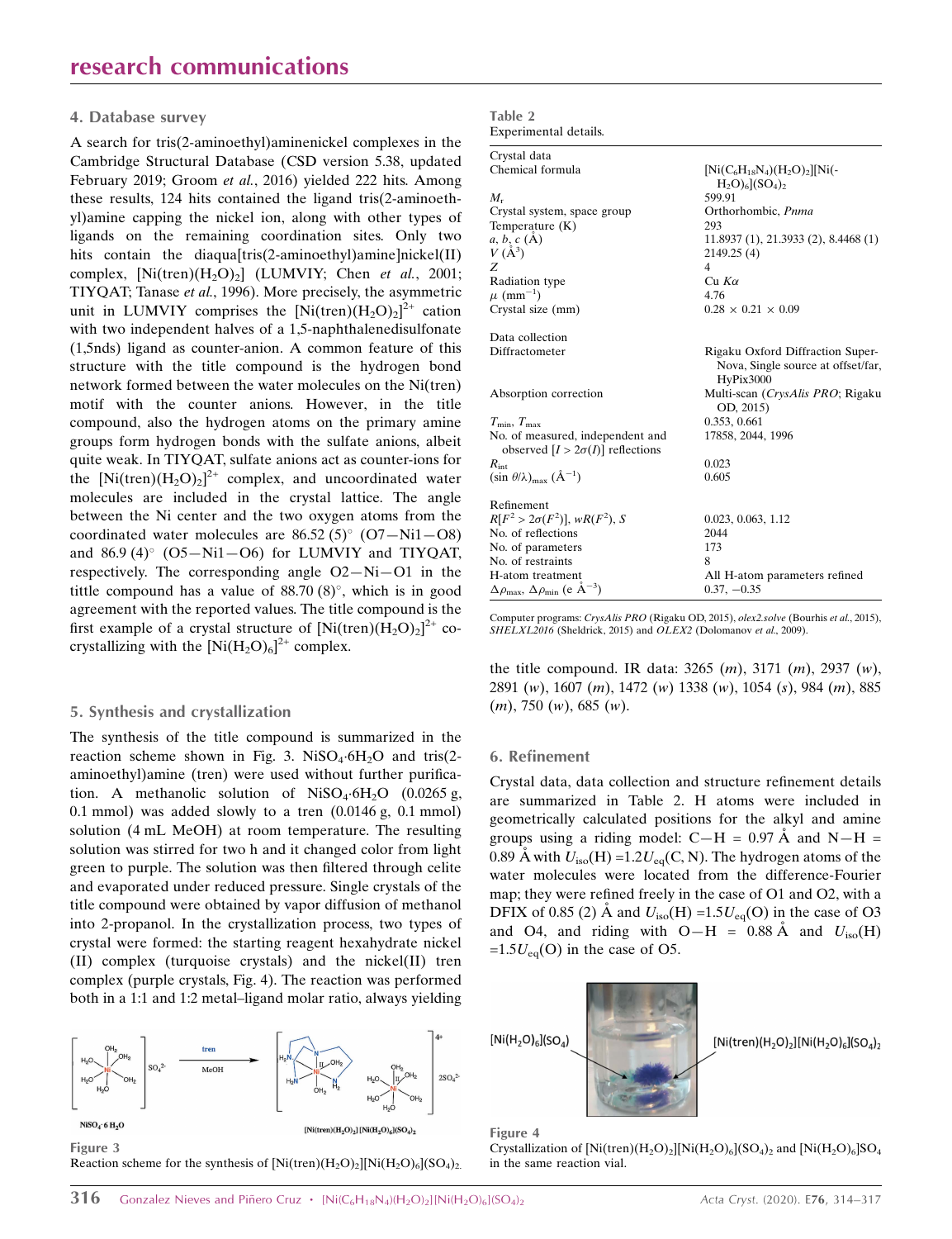## 4. Database survey

A search for tris(2-aminoethyl)aminenickel complexes in the Cambridge Structural Database (CSD version 5.38, updated February 2019; Groom *et al.*, 2016) yielded 222 hits. Among these results, 124 hits contained the ligand tris(2-aminoethyl)amine capping the nickel ion, along with other types of ligands on the remaining coordination sites. Only two hits contain the diaqua[tris(2-aminoethyl)amine]nickel(II) complex, [Ni(tren)($H_2O$)$_2$] (LUMVIY; Chen *et al.*, 2001; TIYQAT; Tanase *et al.*, 1996). More precisely, the asymmetric unit in LUMVIY comprises the [Ni(tren)($H_2O$)$_2$]$^{2+}$ cation with two independent halves of a 1,5-naphthalenedisulfonate (1,5nds) ligand as counter-anion. A common feature of this structure with the title compound is the hydrogen bond network formed between the water molecules on the Ni(tren) motif with the counter anions. However, in the title compound, also the hydrogen atoms on the primary amine groups form hydrogen bonds with the sulfate anions, albeit quite weak. In TIYQAT, sulfate anions act as counter-ions for the [Ni(tren)($H_2O$)$_2$]$^{2+}$ complex, and uncoordinated water molecules are included in the crystal lattice. The angle between the Ni center and the two oxygen atoms from the coordinated water molecules are 86.52 (5)° (O7—Ni1—O8) and 86.9 (4)° (O5—Ni1—O6) for LUMVIY and TIYQAT, respectively. The corresponding angle O2—Ni—O1 in the tittle compound has a value of 88.70 (8)°, which is in good agreement with the reported values. The title compound is the first example of a crystal structure of [Ni(tren)($H_2O$)$_2$]$^{2+}$ co-crystallizing with the [Ni($H_2O$)$_6$]$^{2+}$ complex.

## 5. Synthesis and crystallization

The synthesis of the title compound is summarized in the reaction scheme shown in Fig. 3. $NiSO_4 \cdot 6H_2O$ and tris(2-aminoethyl)amine (tren) were used without further purification. A methanolic solution of $NiSO_4 \cdot 6H_2O$ (0.0265 g, 0.1 mmol) was added slowly to a tren (0.0146 g, 0.1 mmol) solution (4 mL MeOH) at room temperature. The resulting solution was stirred for two h and it changed color from light green to purple. The solution was then filtered through celite and evaporated under reduced pressure. Single crystals of the title compound were obtained by vapor diffusion of methanol into 2-propanol. In the crystallization process, two types of crystal were formed: the starting reagent hexahydrate nickel (II) complex (turquoise crystals) and the nickel(II) tren complex (purple crystals, Fig. 4). The reaction was performed both in a 1:1 and 1:2 metal–ligand molar ratio, always yielding the title compound. IR data: 3265 (*m*), 3171 (*m*), 2937 (*w*), 2891 (*w*), 1607 (*m*), 1472 (*w*) 1338 (*w*), 1054 (*s*), 984 (*m*), 885 (*m*), 750 (*w*), 685 (*w*).

Figure 3
Reaction scheme for the synthesis of [Ni(tren)($H_2O$)$_2$][Ni($H_2O$)$_6$]($SO_4$)$_2$.

## 6. Refinement

Crystal data, data collection and structure refinement details are summarized in Table 2. H atoms were included in geometrically calculated positions for the alkyl and amine groups using a riding model: C—H = 0.97 Å and N—H = 0.89 Å with $U_{iso}$(H) =1.2$U_{eq}$(C, N). The hydrogen atoms of the water molecules were located from the difference-Fourier map; they were refined freely in the case of O1 and O2, with a DFIX of 0.85 (2) Å and $U_{iso}$(H) =1.5$U_{eq}$(O) in the case of O3 and O4, and riding with O—H = 0.88 Å and $U_{iso}$(H) =1.5$U_{eq}$(O) in the case of O5.

Table 2
Experimental details.

| | |
|---|---|
| **Crystal data** | |
| Chemical formula | [Ni($C_6H_{18}N_4$)($H_2O$)$_2$][Ni($H_2O$)$_6$]($SO_4$)$_2$ |
| $M_r$ | 599.91 |
| Crystal system, space group | Orthorhombic, *Pnma* |
| Temperature (K) | 293 |
| *a*, *b*, *c* (Å) | 11.8937 (1), 21.3933 (2), 8.4468 (1) |
| *V* (Å$^3$) | 2149.25 (4) |
| *Z* | 4 |
| Radiation type | Cu *K*α |
| μ (mm$^{-1}$) | 4.76 |
| Crystal size (mm) | 0.28 × 0.21 × 0.09 |
| **Data collection** | |
| Diffractometer | Rigaku Oxford Diffraction SuperNova, Single source at offset/far, HyPix3000 |
| Absorption correction | Multi-scan (*CrysAlis PRO*; Rigaku OD, 2015) |
| $T_{min}$, $T_{max}$ | 0.353, 0.661 |
| No. of measured, independent and observed [$I > 2\sigma(I)$] reflections | 17858, 2044, 1996 |
| $R_{int}$ | 0.023 |
| (sin θ/λ)$_{max}$ (Å$^{-1}$) | 0.605 |
| **Refinement** | |
| $R[F^2 > 2\sigma(F^2)]$, $wR(F^2)$, *S* | 0.023, 0.063, 1.12 |
| No. of reflections | 2044 |
| No. of parameters | 173 |
| No. of restraints | 8 |
| H-atom treatment | All H-atom parameters refined |
| $\Delta\rho_{max}$, $\Delta\rho_{min}$ (e Å$^{-3}$) | 0.37, −0.35 |

Computer programs: *CrysAlis PRO* (Rigaku OD, 2015), *olex2.solve* (Bourhis *et al.*, 2015), *SHELXL2016* (Sheldrick, 2015) and *OLEX2* (Dolomanov *et al.*, 2009).

Figure 4
Crystallization of [Ni(tren)($H_2O$)$_2$][Ni($H_2O$)$_6$]($SO_4$)$_2$ and [Ni($H_2O$)$_6$]$SO_4$ in the same reaction vial.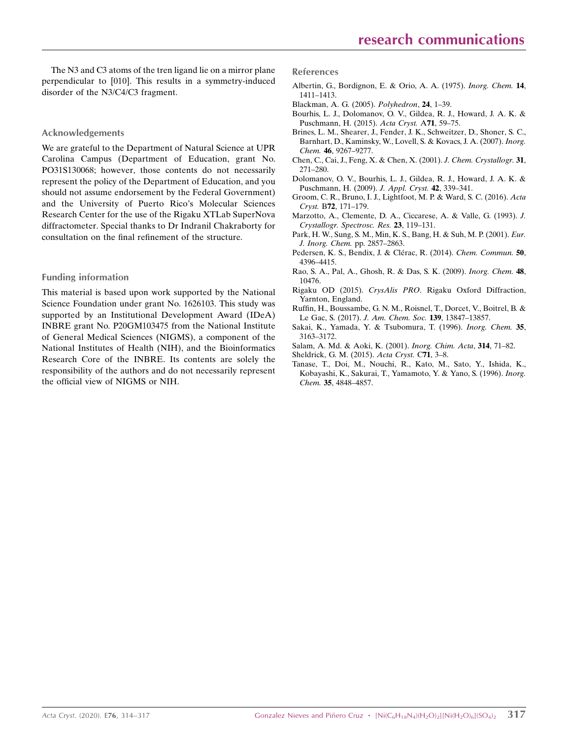The N3 and C3 atoms of the tren ligand lie on a mirror plane perpendicular to [010]. This results in a symmetry-induced disorder of the N3/C4/C3 fragment.

## Acknowledgements

We are grateful to the Department of Natural Science at UPR Carolina Campus (Department of Education, grant No. PO31S130068; however, those contents do not necessarily represent the policy of the Department of Education, and you should not assume endorsement by the Federal Government) and the University of Puerto Rico's Molecular Sciences Research Center for the use of the Rigaku XTLab SuperNova diffractometer. Special thanks to Dr Indranil Chakraborty for consultation on the final refinement of the structure.

## Funding information

This material is based upon work supported by the National Science Foundation under grant No. 1626103. This study was supported by an Institutional Development Award (IDeA) INBRE grant No. P20GM103475 from the National Institute of General Medical Sciences (NIGMS), a component of the National Institutes of Health (NIH), and the Bioinformatics Research Core of the INBRE. Its contents are solely the responsibility of the authors and do not necessarily represent the official view of NIGMS or NIH.

## References

Albertin, G., Bordignon, E. & Orio, A. A. (1975). *Inorg. Chem.* **14**, 1411–1413.

Blackman, A. G. (2005). *Polyhedron*, **24**, 1–39.

Bourhis, L. J., Dolomanov, O. V., Gildea, R. J., Howard, J. A. K. & Puschmann, H. (2015). *Acta Cryst.* A**71**, 59–75.

Brines, L. M., Shearer, J., Fender, J. K., Schweitzer, D., Shoner, S. C., Barnhart, D., Kaminsky, W., Lovell, S. & Kovacs, J. A. (2007). *Inorg. Chem.* **46**, 9267–9277.

Chen, C., Cai, J., Feng, X. & Chen, X. (2001). *J. Chem. Crystallogr.* **31**, 271–280.

Dolomanov, O. V., Bourhis, L. J., Gildea, R. J., Howard, J. A. K. & Puschmann, H. (2009). *J. Appl. Cryst.* **42**, 339–341.

Groom, C. R., Bruno, I. J., Lightfoot, M. P. & Ward, S. C. (2016). *Acta Cryst.* B**72**, 171–179.

Marzotto, A., Clemente, D. A., Ciccarese, A. & Valle, G. (1993). *J. Crystallogr. Spectrosc. Res.* **23**, 119–131.

Park, H. W., Sung, S. M., Min, K. S., Bang, H. & Suh, M. P. (2001). *Eur. J. Inorg. Chem.* pp. 2857–2863.

Pedersen, K. S., Bendix, J. & Clérac, R. (2014). *Chem. Commun.* **50**, 4396–4415.

Rao, S. A., Pal, A., Ghosh, R. & Das, S. K. (2009). *Inorg. Chem.* **48**, 10476.

Rigaku OD (2015). *CrysAlis PRO*. Rigaku Oxford Diffraction, Yarnton, England.

Ruffin, H., Boussambe, G. N. M., Roisnel, T., Dorcet, V., Boitrel, B. & Le Gac, S. (2017). *J. Am. Chem. Soc.* **139**, 13847–13857.

Sakai, K., Yamada, Y. & Tsubomura, T. (1996). *Inorg. Chem.* **35**, 3163–3172.

Salam, A. Md. & Aoki, K. (2001). *Inorg. Chim. Acta*, **314**, 71–82.

Sheldrick, G. M. (2015). *Acta Cryst.* C**71**, 3–8.

Tanase, T., Doi, M., Nouchi, R., Kato, M., Sato, Y., Ishida, K., Kobayashi, K., Sakurai, T., Yamamoto, Y. & Yano, S. (1996). *Inorg. Chem.* **35**, 4848–4857.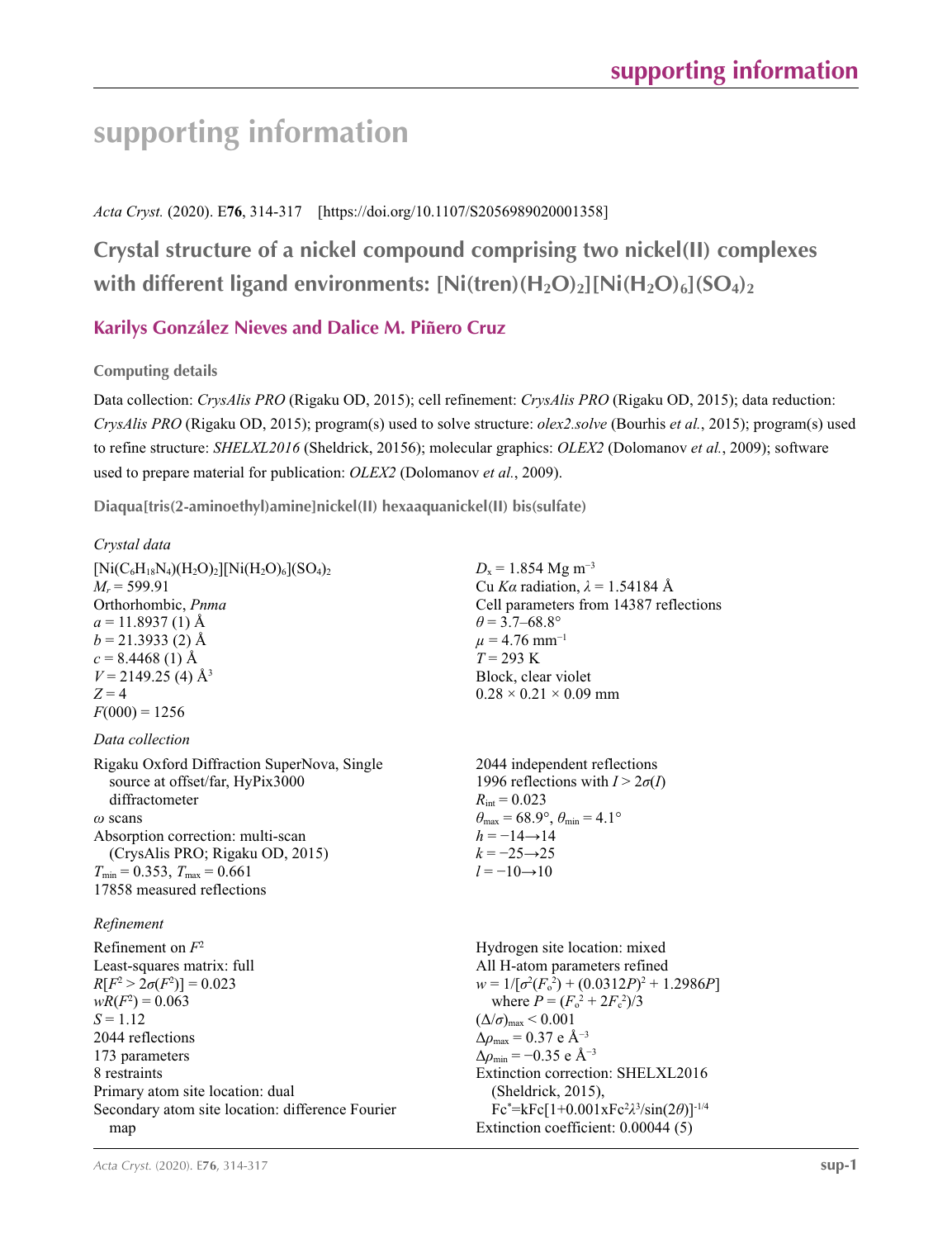# supporting information

*Acta Cryst.* (2020). E**76**, 314-317 [https://doi.org/10.1107/S2056989020001358]

## Crystal structure of a nickel compound comprising two nickel(II) complexes with different ligand environments: $[Ni(tren)(H_2O)_2][Ni(H_2O)_6](SO_4)_2$

### Karilys González Nieves and Dalice M. Piñero Cruz

### Computing details

Data collection: *CrysAlis PRO* (Rigaku OD, 2015); cell refinement: *CrysAlis PRO* (Rigaku OD, 2015); data reduction: *CrysAlis PRO* (Rigaku OD, 2015); program(s) used to solve structure: *olex2.solve* (Bourhis *et al.*, 2015); program(s) used to refine structure: *SHELXL2016* (Sheldrick, 20156); molecular graphics: *OLEX2* (Dolomanov *et al.*, 2009); software used to prepare material for publication: *OLEX2* (Dolomanov *et al.*, 2009).

### Diaqua[tris(2-aminoethyl)amine]nickel(II) hexaaquanickel(II) bis(sulfate)

*Crystal data*

$[Ni(C_6H_{18}N_4)(H_2O)_2][Ni(H_2O)_6](SO_4)_2$
$M_r$ = 599.91
Orthorhombic, *Pnma*
$a$ = 11.8937 (1) Å
$b$ = 21.3933 (2) Å
$c$ = 8.4468 (1) Å
$V$ = 2149.25 (4) Å$^3$
$Z$ = 4
$F(000)$ = 1256
$D_x$ = 1.854 Mg m$^{-3}$
Cu $K\alpha$ radiation, $\lambda$ = 1.54184 Å
Cell parameters from 14387 reflections
$\theta$ = 3.7–68.8°
$\mu$ = 4.76 mm$^{-1}$
$T$ = 293 K
Block, clear violet
0.28 × 0.21 × 0.09 mm

*Data collection*

Rigaku Oxford Diffraction SuperNova, Single source at offset/far, HyPix3000 diffractometer
$\omega$ scans
Absorption correction: multi-scan (CrysAlis PRO; Rigaku OD, 2015)
$T_{min}$ = 0.353, $T_{max}$ = 0.661
17858 measured reflections
2044 independent reflections
1996 reflections with $I > 2\sigma(I)$
$R_{int}$ = 0.023
$\theta_{max}$ = 68.9°, $\theta_{min}$ = 4.1°
$h$ = −14→14
$k$ = −25→25
$l$ = −10→10

*Refinement*

Refinement on $F^2$
Least-squares matrix: full
$R[F^2 > 2\sigma(F^2)]$ = 0.023
$wR(F^2)$ = 0.063
$S$ = 1.12
2044 reflections
173 parameters
8 restraints
Primary atom site location: dual
Secondary atom site location: difference Fourier map
Hydrogen site location: mixed
All H-atom parameters refined
$w = 1/[\sigma^2(F_o^2) + (0.0312P)^2 + 1.2986P]$
where $P = (F_o^2 + 2F_c^2)/3$
$(\Delta/\sigma)_{max}$ < 0.001
$\Delta\rho_{max}$ = 0.37 e Å$^{-3}$
$\Delta\rho_{min}$ = −0.35 e Å$^{-3}$
Extinction correction: SHELXL2016 (Sheldrick, 2015), $Fc^* = kFc[1+0.001xFc^2\lambda^3/\sin(2\theta)]^{-1/4}$
Extinction coefficient: 0.00044 (5)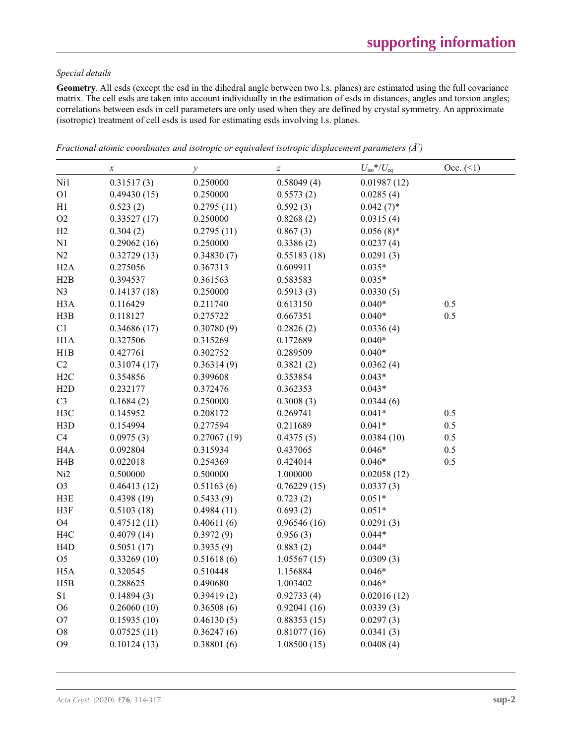*Special details*

**Geometry**. All esds (except the esd in the dihedral angle between two l.s. planes) are estimated using the full covariance matrix. The cell esds are taken into account individually in the estimation of esds in distances, angles and torsion angles; correlations between esds in cell parameters are only used when they are defined by crystal symmetry. An approximate (isotropic) treatment of cell esds is used for estimating esds involving l.s. planes.

*Fractional atomic coordinates and isotropic or equivalent isotropic displacement parameters (Å²)*

| | $x$ | $y$ | $z$ | $U_{iso}$*/$U_{eq}$ | Occ. (<1) |
|---|---|---|---|---|---|
| Ni1 | 0.31517 (3) | 0.250000 | 0.58049 (4) | 0.01987 (12) | |
| O1 | 0.49430 (15) | 0.250000 | 0.5573 (2) | 0.0285 (4) | |
| H1 | 0.523 (2) | 0.2795 (11) | 0.592 (3) | 0.042 (7)* | |
| O2 | 0.33527 (17) | 0.250000 | 0.8268 (2) | 0.0315 (4) | |
| H2 | 0.304 (2) | 0.2795 (11) | 0.867 (3) | 0.056 (8)* | |
| N1 | 0.29062 (16) | 0.250000 | 0.3386 (2) | 0.0237 (4) | |
| N2 | 0.32729 (13) | 0.34830 (7) | 0.55183 (18) | 0.0291 (3) | |
| H2A | 0.275056 | 0.367313 | 0.609911 | 0.035* | |
| H2B | 0.394537 | 0.361563 | 0.583583 | 0.035* | |
| N3 | 0.14137 (18) | 0.250000 | 0.5913 (3) | 0.0330 (5) | |
| H3A | 0.116429 | 0.211740 | 0.613150 | 0.040* | 0.5 |
| H3B | 0.118127 | 0.275722 | 0.667351 | 0.040* | 0.5 |
| C1 | 0.34686 (17) | 0.30780 (9) | 0.2826 (2) | 0.0336 (4) | |
| H1A | 0.327506 | 0.315269 | 0.172689 | 0.040* | |
| H1B | 0.427761 | 0.302752 | 0.289509 | 0.040* | |
| C2 | 0.31074 (17) | 0.36314 (9) | 0.3821 (2) | 0.0362 (4) | |
| H2C | 0.354856 | 0.399608 | 0.353854 | 0.043* | |
| H2D | 0.232177 | 0.372476 | 0.362353 | 0.043* | |
| C3 | 0.1684 (2) | 0.250000 | 0.3008 (3) | 0.0344 (6) | |
| H3C | 0.145952 | 0.208172 | 0.269741 | 0.041* | 0.5 |
| H3D | 0.154994 | 0.277594 | 0.211689 | 0.041* | 0.5 |
| C4 | 0.0975 (3) | 0.27067 (19) | 0.4375 (5) | 0.0384 (10) | 0.5 |
| H4A | 0.092804 | 0.315934 | 0.437065 | 0.046* | 0.5 |
| H4B | 0.022018 | 0.254369 | 0.424014 | 0.046* | 0.5 |
| Ni2 | 0.500000 | 0.500000 | 1.000000 | 0.02058 (12) | |
| O3 | 0.46413 (12) | 0.51163 (6) | 0.76229 (15) | 0.0337 (3) | |
| H3E | 0.4398 (19) | 0.5433 (9) | 0.723 (2) | 0.051* | |
| H3F | 0.5103 (18) | 0.4984 (11) | 0.693 (2) | 0.051* | |
| O4 | 0.47512 (11) | 0.40611 (6) | 0.96546 (16) | 0.0291 (3) | |
| H4C | 0.4079 (14) | 0.3972 (9) | 0.956 (3) | 0.044* | |
| H4D | 0.5051 (17) | 0.3935 (9) | 0.883 (2) | 0.044* | |
| O5 | 0.33269 (10) | 0.51618 (6) | 1.05567 (15) | 0.0309 (3) | |
| H5A | 0.320545 | 0.510448 | 1.156884 | 0.046* | |
| H5B | 0.288625 | 0.490680 | 1.003402 | 0.046* | |
| S1 | 0.14894 (3) | 0.39419 (2) | 0.92733 (4) | 0.02016 (12) | |
| O6 | 0.26060 (10) | 0.36508 (6) | 0.92041 (16) | 0.0339 (3) | |
| O7 | 0.15935 (10) | 0.46130 (5) | 0.88353 (15) | 0.0297 (3) | |
| O8 | 0.07525 (11) | 0.36247 (6) | 0.81077 (16) | 0.0341 (3) | |
| O9 | 0.10124 (13) | 0.38801 (6) | 1.08500 (15) | 0.0408 (4) | |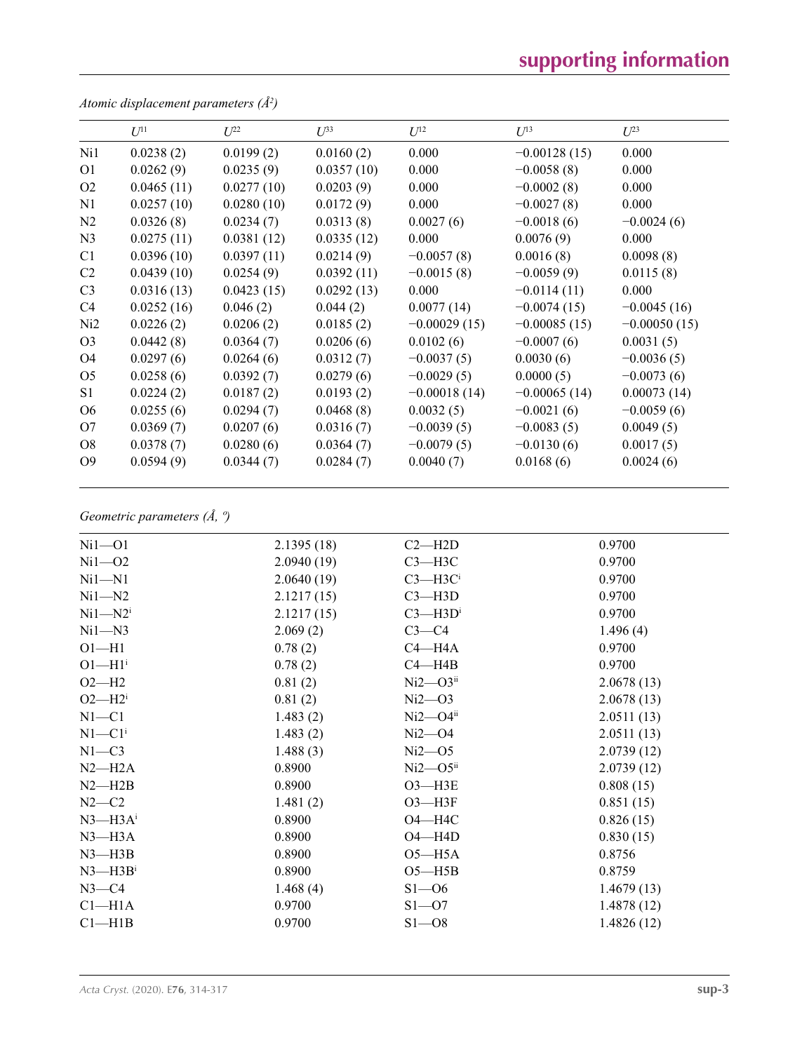*Atomic displacement parameters (Å²)*

| | $U^{11}$ | $U^{22}$ | $U^{33}$ | $U^{12}$ | $U^{13}$ | $U^{23}$ |
|---|---|---|---|---|---|---|
| Ni1 | 0.0238 (2) | 0.0199 (2) | 0.0160 (2) | 0.000 | −0.00128 (15) | 0.000 |
| O1 | 0.0262 (9) | 0.0235 (9) | 0.0357 (10) | 0.000 | −0.0058 (8) | 0.000 |
| O2 | 0.0465 (11) | 0.0277 (10) | 0.0203 (9) | 0.000 | −0.0002 (8) | 0.000 |
| N1 | 0.0257 (10) | 0.0280 (10) | 0.0172 (9) | 0.000 | −0.0027 (8) | 0.000 |
| N2 | 0.0326 (8) | 0.0234 (7) | 0.0313 (8) | 0.0027 (6) | −0.0018 (6) | −0.0024 (6) |
| N3 | 0.0275 (11) | 0.0381 (12) | 0.0335 (12) | 0.000 | 0.0076 (9) | 0.000 |
| C1 | 0.0396 (10) | 0.0397 (11) | 0.0214 (9) | −0.0057 (8) | 0.0016 (8) | 0.0098 (8) |
| C2 | 0.0439 (10) | 0.0254 (9) | 0.0392 (11) | −0.0015 (8) | −0.0059 (9) | 0.0115 (8) |
| C3 | 0.0316 (13) | 0.0423 (15) | 0.0292 (13) | 0.000 | −0.0114 (11) | 0.000 |
| C4 | 0.0252 (16) | 0.046 (2) | 0.044 (2) | 0.0077 (14) | −0.0074 (15) | −0.0045 (16) |
| Ni2 | 0.0226 (2) | 0.0206 (2) | 0.0185 (2) | −0.00029 (15) | −0.00085 (15) | −0.00050 (15) |
| O3 | 0.0442 (8) | 0.0364 (7) | 0.0206 (6) | 0.0102 (6) | −0.0007 (6) | 0.0031 (5) |
| O4 | 0.0297 (6) | 0.0264 (6) | 0.0312 (7) | −0.0037 (5) | 0.0030 (6) | −0.0036 (5) |
| O5 | 0.0258 (6) | 0.0392 (7) | 0.0279 (6) | −0.0029 (5) | 0.0000 (5) | −0.0073 (6) |
| S1 | 0.0224 (2) | 0.0187 (2) | 0.0193 (2) | −0.00018 (14) | −0.00065 (14) | 0.00073 (14) |
| O6 | 0.0255 (6) | 0.0294 (7) | 0.0468 (8) | 0.0032 (5) | −0.0021 (6) | −0.0059 (6) |
| O7 | 0.0369 (7) | 0.0207 (6) | 0.0316 (7) | −0.0039 (5) | −0.0083 (5) | 0.0049 (5) |
| O8 | 0.0378 (7) | 0.0280 (6) | 0.0364 (7) | −0.0079 (5) | −0.0130 (6) | 0.0017 (5) |
| O9 | 0.0594 (9) | 0.0344 (7) | 0.0284 (7) | 0.0040 (7) | 0.0168 (6) | 0.0024 (6) |

*Geometric parameters (Å, º)*

| | | | |
|---|---|---|---|
| Ni1—O1 | 2.1395 (18) | C2—H2D | 0.9700 |
| Ni1—O2 | 2.0940 (19) | C3—H3C | 0.9700 |
| Ni1—N1 | 2.0640 (19) | C3—H3C$^{i}$ | 0.9700 |
| Ni1—N2 | 2.1217 (15) | C3—H3D | 0.9700 |
| Ni1—N2$^{i}$ | 2.1217 (15) | C3—H3D$^{i}$ | 0.9700 |
| Ni1—N3 | 2.069 (2) | C3—C4 | 1.496 (4) |
| O1—H1 | 0.78 (2) | C4—H4A | 0.9700 |
| O1—H1$^{i}$ | 0.78 (2) | C4—H4B | 0.9700 |
| O2—H2 | 0.81 (2) | Ni2—O3$^{ii}$ | 2.0678 (13) |
| O2—H2$^{i}$ | 0.81 (2) | Ni2—O3 | 2.0678 (13) |
| N1—C1 | 1.483 (2) | Ni2—O4$^{ii}$ | 2.0511 (13) |
| N1—C1$^{i}$ | 1.483 (2) | Ni2—O4 | 2.0511 (13) |
| N1—C3 | 1.488 (3) | Ni2—O5 | 2.0739 (12) |
| N2—H2A | 0.8900 | Ni2—O5$^{ii}$ | 2.0739 (12) |
| N2—H2B | 0.8900 | O3—H3E | 0.808 (15) |
| N2—C2 | 1.481 (2) | O3—H3F | 0.851 (15) |
| N3—H3A$^{i}$ | 0.8900 | O4—H4C | 0.826 (15) |
| N3—H3A | 0.8900 | O4—H4D | 0.830 (15) |
| N3—H3B | 0.8900 | O5—H5A | 0.8756 |
| N3—H3B$^{i}$ | 0.8900 | O5—H5B | 0.8759 |
| N3—C4 | 1.468 (4) | S1—O6 | 1.4679 (13) |
| C1—H1A | 0.9700 | S1—O7 | 1.4878 (12) |
| C1—H1B | 0.9700 | S1—O8 | 1.4826 (12) |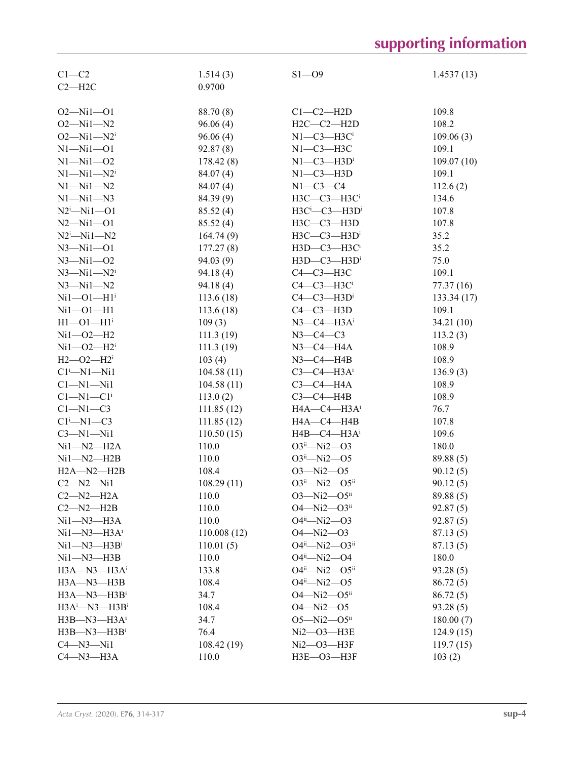| | | | |
|---|---|---|---|
| C1—C2 | 1.514 (3) | S1—O9 | 1.4537 (13) |
| C2—H2C | 0.9700 | | |
| | | | |
| O2—Ni1—O1 | 88.70 (8) | C1—C2—H2D | 109.8 |
| O2—Ni1—N2 | 96.06 (4) | H2C—C2—H2D | 108.2 |
| O2—Ni1—N2$^{i}$ | 96.06 (4) | N1—C3—H3C$^{i}$ | 109.06 (3) |
| N1—Ni1—O1 | 92.87 (8) | N1—C3—H3C | 109.1 |
| N1—Ni1—O2 | 178.42 (8) | N1—C3—H3D$^{i}$ | 109.07 (10) |
| N1—Ni1—N2$^{i}$ | 84.07 (4) | N1—C3—H3D | 109.1 |
| N1—Ni1—N2 | 84.07 (4) | N1—C3—C4 | 112.6 (2) |
| N1—Ni1—N3 | 84.39 (9) | H3C—C3—H3C$^{i}$ | 134.6 |
| N2$^{i}$—Ni1—O1 | 85.52 (4) | H3C$^{i}$—C3—H3D$^{i}$ | 107.8 |
| N2—Ni1—O1 | 85.52 (4) | H3C—C3—H3D | 107.8 |
| N2$^{i}$—Ni1—N2 | 164.74 (9) | H3C—C3—H3D$^{i}$ | 35.2 |
| N3—Ni1—O1 | 177.27 (8) | H3D—C3—H3C$^{i}$ | 35.2 |
| N3—Ni1—O2 | 94.03 (9) | H3D—C3—H3D$^{i}$ | 75.0 |
| N3—Ni1—N2$^{i}$ | 94.18 (4) | C4—C3—H3C | 109.1 |
| N3—Ni1—N2 | 94.18 (4) | C4—C3—H3C$^{i}$ | 77.37 (16) |
| Ni1—O1—H1$^{i}$ | 113.6 (18) | C4—C3—H3D$^{i}$ | 133.34 (17) |
| Ni1—O1—H1 | 113.6 (18) | C4—C3—H3D | 109.1 |
| H1—O1—H1$^{i}$ | 109 (3) | N3—C4—H3A$^{i}$ | 34.21 (10) |
| Ni1—O2—H2 | 111.3 (19) | N3—C4—C3 | 113.2 (3) |
| Ni1—O2—H2$^{i}$ | 111.3 (19) | N3—C4—H4A | 108.9 |
| H2—O2—H2$^{i}$ | 103 (4) | N3—C4—H4B | 108.9 |
| C1$^{i}$—N1—Ni1 | 104.58 (11) | C3—C4—H3A$^{i}$ | 136.9 (3) |
| C1—N1—Ni1 | 104.58 (11) | C3—C4—H4A | 108.9 |
| C1—N1—C1$^{i}$ | 113.0 (2) | C3—C4—H4B | 108.9 |
| C1—N1—C3 | 111.85 (12) | H4A—C4—H3A$^{i}$ | 76.7 |
| C1$^{i}$—N1—C3 | 111.85 (12) | H4A—C4—H4B | 107.8 |
| C3—N1—Ni1 | 110.50 (15) | H4B—C4—H3A$^{i}$ | 109.6 |
| Ni1—N2—H2A | 110.0 | O3$^{ii}$—Ni2—O3 | 180.0 |
| Ni1—N2—H2B | 110.0 | O3$^{ii}$—Ni2—O5 | 89.88 (5) |
| H2A—N2—H2B | 108.4 | O3—Ni2—O5 | 90.12 (5) |
| C2—N2—Ni1 | 108.29 (11) | O3$^{ii}$—Ni2—O5$^{ii}$ | 90.12 (5) |
| C2—N2—H2A | 110.0 | O3—Ni2—O5$^{ii}$ | 89.88 (5) |
| C2—N2—H2B | 110.0 | O4—Ni2—O3$^{ii}$ | 92.87 (5) |
| Ni1—N3—H3A | 110.0 | O4$^{ii}$—Ni2—O3 | 92.87 (5) |
| Ni1—N3—H3A$^{i}$ | 110.008 (12) | O4—Ni2—O3 | 87.13 (5) |
| Ni1—N3—H3B$^{i}$ | 110.01 (5) | O4$^{ii}$—Ni2—O3$^{ii}$ | 87.13 (5) |
| Ni1—N3—H3B | 110.0 | O4$^{ii}$—Ni2—O4 | 180.0 |
| H3A—N3—H3A$^{i}$ | 133.8 | O4$^{ii}$—Ni2—O5$^{ii}$ | 93.28 (5) |
| H3A—N3—H3B | 108.4 | O4$^{ii}$—Ni2—O5 | 86.72 (5) |
| H3A—N3—H3B$^{i}$ | 34.7 | O4—Ni2—O5$^{ii}$ | 86.72 (5) |
| H3A$^{i}$—N3—H3B$^{i}$ | 108.4 | O4—Ni2—O5 | 93.28 (5) |
| H3B—N3—H3A$^{i}$ | 34.7 | O5—Ni2—O5$^{ii}$ | 180.00 (7) |
| H3B—N3—H3B$^{i}$ | 76.4 | Ni2—O3—H3E | 124.9 (15) |
| C4—N3—Ni1 | 108.42 (19) | Ni2—O3—H3F | 119.7 (15) |
| C4—N3—H3A | 110.0 | H3E—O3—H3F | 103 (2) |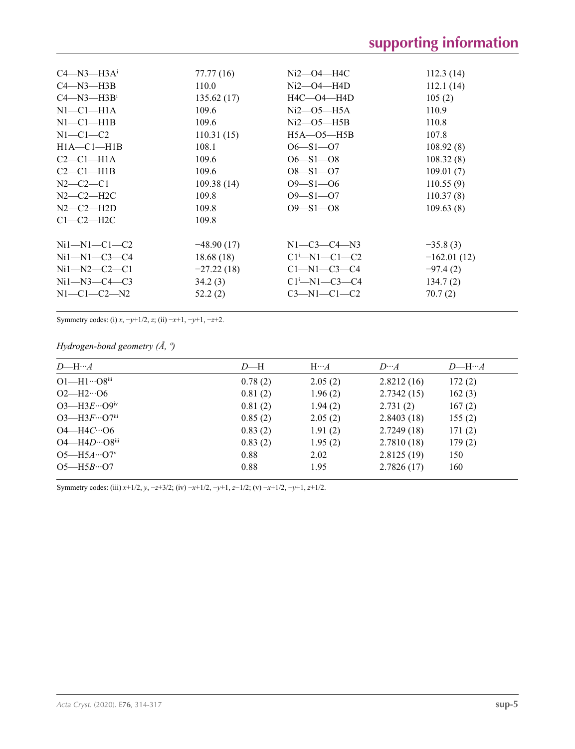| | | | |
|---|---|---|---|
| C4—N3—H3A$^{i}$ | 77.77 (16) | Ni2—O4—H4C | 112.3 (14) |
| C4—N3—H3B | 110.0 | Ni2—O4—H4D | 112.1 (14) |
| C4—N3—H3B$^{i}$ | 135.62 (17) | H4C—O4—H4D | 105 (2) |
| N1—C1—H1A | 109.6 | Ni2—O5—H5A | 110.9 |
| N1—C1—H1B | 109.6 | Ni2—O5—H5B | 110.8 |
| N1—C1—C2 | 110.31 (15) | H5A—O5—H5B | 107.8 |
| H1A—C1—H1B | 108.1 | O6—S1—O7 | 108.92 (8) |
| C2—C1—H1A | 109.6 | O6—S1—O8 | 108.32 (8) |
| C2—C1—H1B | 109.6 | O8—S1—O7 | 109.01 (7) |
| N2—C2—C1 | 109.38 (14) | O9—S1—O6 | 110.55 (9) |
| N2—C2—H2C | 109.8 | O9—S1—O7 | 110.37 (8) |
| N2—C2—H2D | 109.8 | O9—S1—O8 | 109.63 (8) |
| C1—C2—H2C | 109.8 | | |
| | | | |
| Ni1—N1—C1—C2 | −48.90 (17) | N1—C3—C4—N3 | −35.8 (3) |
| Ni1—N1—C3—C4 | 18.68 (18) | C1$^{i}$—N1—C1—C2 | −162.01 (12) |
| Ni1—N2—C2—C1 | −27.22 (18) | C1—N1—C3—C4 | −97.4 (2) |
| Ni1—N3—C4—C3 | 34.2 (3) | C1$^{i}$—N1—C3—C4 | 134.7 (2) |
| N1—C1—C2—N2 | 52.2 (2) | C3—N1—C1—C2 | 70.7 (2) |

Symmetry codes: (i) *x*, −*y*+1/2, *z*; (ii) −*x*+1, −*y*+1, −*z*+2.

*Hydrogen-bond geometry (Å, º)*

| *D*—H···*A* | *D*—H | H···*A* | *D*···*A* | *D*—H···*A* |
|---|---|---|---|---|
| O1—H1···O8$^{iii}$ | 0.78 (2) | 2.05 (2) | 2.8212 (16) | 172 (2) |
| O2—H2···O6 | 0.81 (2) | 1.96 (2) | 2.7342 (15) | 162 (3) |
| O3—H3*E*···O9$^{iv}$ | 0.81 (2) | 1.94 (2) | 2.731 (2) | 167 (2) |
| O3—H3*F*···O7$^{iii}$ | 0.85 (2) | 2.05 (2) | 2.8403 (18) | 155 (2) |
| O4—H4*C*···O6 | 0.83 (2) | 1.91 (2) | 2.7249 (18) | 171 (2) |
| O4—H4*D*···O8$^{iii}$ | 0.83 (2) | 1.95 (2) | 2.7810 (18) | 179 (2) |
| O5—H5*A*···O7$^{v}$ | 0.88 | 2.02 | 2.8125 (19) | 150 |
| O5—H5*B*···O7 | 0.88 | 1.95 | 2.7826 (17) | 160 |

Symmetry codes: (iii) *x*+1/2, *y*, −*z*+3/2; (iv) −*x*+1/2, −*y*+1, *z*−1/2; (v) −*x*+1/2, −*y*+1, *z*+1/2.